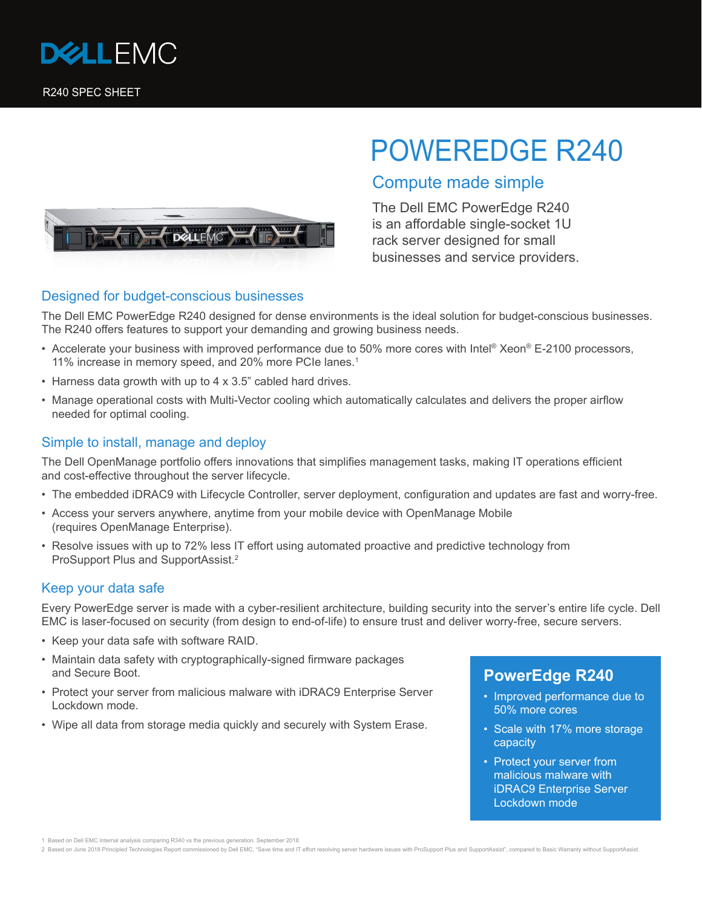DELL EMC

R240 SPEC SHEET

# POWEREDGE R240

## Compute made simple

The Dell EMC PowerEdge R240 is an affordable single-socket 1U rack server designed for small businesses and service providers.

## Designed for budget-conscious businesses

The Dell EMC PowerEdge R240 designed for dense environments is the ideal solution for budget-conscious businesses. The R240 offers features to support your demanding and growing business needs.

- Accelerate your business with improved performance due to 50% more cores with Intel® Xeon® E-2100 processors, 11% increase in memory speed, and 20% more PCIe lanes.[1]
- Harness data growth with up to 4 x 3.5" cabled hard drives.
- Manage operational costs with Multi-Vector cooling which automatically calculates and delivers the proper airflow needed for optimal cooling.

## Simple to install, manage and deploy

The Dell OpenManage portfolio offers innovations that simplifies management tasks, making IT operations efficient and cost-effective throughout the server lifecycle.

- The embedded iDRAC9 with Lifecycle Controller, server deployment, configuration and updates are fast and worry-free.
- Access your servers anywhere, anytime from your mobile device with OpenManage Mobile (requires OpenManage Enterprise).
- Resolve issues with up to 72% less IT effort using automated proactive and predictive technology from ProSupport Plus and SupportAssist.[2]

## Keep your data safe

Every PowerEdge server is made with a cyber-resilient architecture, building security into the server's entire life cycle. Dell EMC is laser-focused on security (from design to end-of-life) to ensure trust and deliver worry-free, secure servers.

- Keep your data safe with software RAID.
- Maintain data safety with cryptographically-signed firmware packages and Secure Boot.
- Protect your server from malicious malware with iDRAC9 Enterprise Server Lockdown mode.
- Wipe all data from storage media quickly and securely with System Erase.

### PowerEdge R240

- Improved performance due to 50% more cores
- Scale with 17% more storage capacity
- Protect your server from malicious malware with iDRAC9 Enterprise Server Lockdown mode

1 Based on Dell EMC Internal analysis comparing R340 vs the previous generation. September 2018.

2 Based on June 2018 Principled Technologies Report commissioned by Dell EMC, "Save time and IT effort resolving server hardware issues with ProSupport Plus and SupportAssist", compared to Basic Warranty without SupportAssist.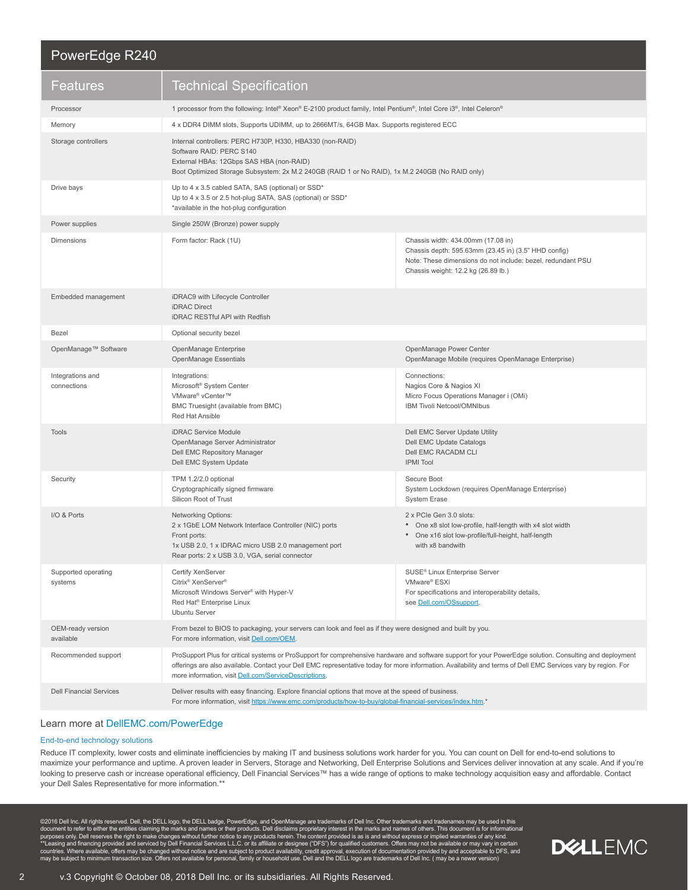## PowerEdge R240

| Features | Technical Specification | |
|---|---|---|
| Processor | 1 processor from the following: Intel® Xeon® E-2100 product family, Intel Pentium®, Intel Core i3®, Intel Celeron® | |
| Memory | 4 x DDR4 DIMM slots, Supports UDIMM, up to 2666MT/s, 64GB Max. Supports registered ECC | |
| Storage controllers | Internal controllers: PERC H730P, H330, HBA330 (non-RAID)<br>Software RAID: PERC S140<br>External HBAs: 12Gbps SAS HBA (non-RAID)<br>Boot Optimized Storage Subsystem: 2x M.2 240GB (RAID 1 or No RAID), 1x M.2 240GB (No RAID only) | |
| Drive bays | Up to 4 x 3.5 cabled SATA, SAS (optional) or SSD*<br>Up to 4 x 3.5 or 2.5 hot-plug SATA, SAS (optional) or SSD*<br>*available in the hot-plug configuration | |
| Power supplies | Single 250W (Bronze) power supply | |
| Dimensions | Form factor: Rack (1U) | Chassis width: 434.00mm (17.08 in)<br>Chassis depth: 595.63mm (23.45 in) (3.5" HHD config)<br>Note: These dimensions do not include: bezel, redundant PSU<br>Chassis weight: 12.2 kg (26.89 lb.) |
| Embedded management | iDRAC9 with Lifecycle Controller<br>iDRAC Direct<br>iDRAC RESTful API with Redfish | |
| Bezel | Optional security bezel | |
| OpenManage™ Software | OpenManage Enterprise<br>OpenManage Essentials | OpenManage Power Center<br>OpenManage Mobile (requires OpenManage Enterprise) |
| Integrations and connections | Integrations:<br>Microsoft® System Center<br>VMware® vCenter™<br>BMC Truesight (available from BMC)<br>Red Hat Ansible | Connections:<br>Nagios Core & Nagios XI<br>Micro Focus Operations Manager i (OMi)<br>IBM Tivoli Netcool/OMNIbus |
| Tools | iDRAC Service Module<br>OpenManage Server Administrator<br>Dell EMC Repository Manager<br>Dell EMC System Update | Dell EMC Server Update Utility<br>Dell EMC Update Catalogs<br>Dell EMC RACADM CLI<br>IPMI Tool |
| Security | TPM 1.2/2.0 optional<br>Cryptographically signed firmware<br>Silicon Root of Trust | Secure Boot<br>System Lockdown (requires OpenManage Enterprise)<br>System Erase |
| I/O & Ports | Networking Options:<br>2 x 1GbE LOM Network Interface Controller (NIC) ports<br>Front ports:<br>1x USB 2.0, 1 x IDRAC micro USB 2.0 management port<br>Rear ports: 2 x USB 3.0, VGA, serial connector | 2 x PCIe Gen 3.0 slots:<br>• One x8 slot low-profile, half-length with x4 slot width<br>• One x16 slot low-profile/full-height, half-length with x8 bandwith |
| Supported operating systems | Certify XenServer<br>Citrix® XenServer®<br>Microsoft Windows Server® with Hyper-V<br>Red Hat® Enterprise Linux<br>Ubuntu Server | SUSE® Linux Enterprise Server<br>VMware® ESXi<br>For specifications and interoperability details, see Dell.com/OSsupport. |
| OEM-ready version available | From bezel to BIOS to packaging, your servers can look and feel as if they were designed and built by you.<br>For more information, visit Dell.com/OEM. | |
| Recommended support | ProSupport Plus for critical systems or ProSupport for comprehensive hardware and software support for your PowerEdge solution. Consulting and deployment offerings are also available. Contact your Dell EMC representative today for more information. Availability and terms of Dell EMC Services vary by region. For more information, visit Dell.com/ServiceDescriptions. | |
| Dell Financial Services | Deliver results with easy financing. Explore financial options that move at the speed of business.<br>For more information, visit https://www.emc.com/products/how-to-buy/global-financial-services/index.htm.* | |

Learn more at DellEMC.com/PowerEdge

### End-to-end technology solutions

Reduce IT complexity, lower costs and eliminate inefficiencies by making IT and business solutions work harder for you. You can count on Dell for end-to-end solutions to maximize your performance and uptime. A proven leader in Servers, Storage and Networking, Dell Enterprise Solutions and Services deliver innovation at any scale. And if you're looking to preserve cash or increase operational efficiency, Dell Financial Services™ has a wide range of options to make technology acquisition easy and affordable. Contact your Dell Sales Representative for more information.**

©2016 Dell Inc. All rights reserved. Dell, the DELL logo, the DELL badge, PowerEdge, and OpenManage are trademarks of Dell Inc. Other trademarks and tradenames may be used in this document to refer to either the entities claiming the marks and names or their products. Dell disclaims proprietary interest in the marks and names of others. This document is for informational purposes only. Dell reserves the right to make changes without further notice to any products herein. The content provided is as is and without express or implied warranties of any kind.
**Leasing and financing provided and serviced by Dell Financial Services L.L.C. or its affiliate or designee ("DFS") for qualified customers. Offers may not be available or may vary in certain countries. Where available, offers may be changed without notice and are subject to product availability, credit approval, execution of documentation provided by and acceptable to DFS, and may be subject to minimum transaction size. Offers not available for personal, family or household use. Dell and the DELL logo are trademarks of Dell Inc. ( may be a newer version)

DELL EMC

v.3 Copyright © October 08, 2018 Dell Inc. or its subsidiaries. All Rights Reserved.